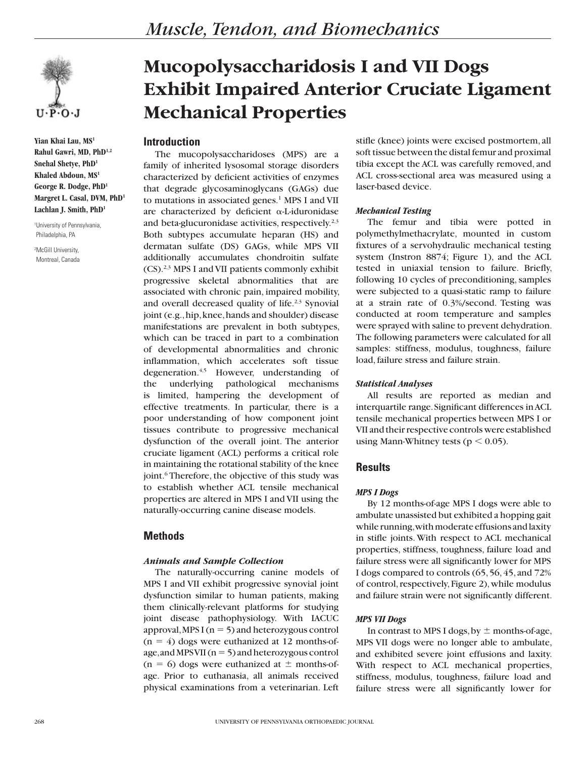# Mucopolysaccharidosis I and VII Dogs Exhibit Impaired Anterior Cruciate Ligament Mechanical Properties

Yian Khai Lau, MS[1]
Rahul Gawri, MD, PhD[1,2]
Snehal Shetye, PhD[1]
Khaled Abdoun, MS[1]
George R. Dodge, PhD[1]
Margret L. Casal, DVM, PhD[1]
Lachlan J. Smith, PhD[1]

[1]University of Pennsylvania, Philadelphia, PA

[2]McGill University, Montreal, Canada

## Introduction

The mucopolysaccharidoses (MPS) are a family of inherited lysosomal storage disorders characterized by deficient activities of enzymes that degrade glycosaminoglycans (GAGs) due to mutations in associated genes.[1] MPS I and VII are characterized by deficient α-L-iduronidase and beta-glucuronidase activities, respectively.[2,3] Both subtypes accumulate heparan (HS) and dermatan sulfate (DS) GAGs, while MPS VII additionally accumulates chondroitin sulfate (CS).[2,3] MPS I and VII patients commonly exhibit progressive skeletal abnormalities that are associated with chronic pain, impaired mobility, and overall decreased quality of life.[2,3] Synovial joint (e.g., hip, knee, hands and shoulder) disease manifestations are prevalent in both subtypes, which can be traced in part to a combination of developmental abnormalities and chronic inflammation, which accelerates soft tissue degeneration.[4,5] However, understanding of the underlying pathological mechanisms is limited, hampering the development of effective treatments. In particular, there is a poor understanding of how component joint tissues contribute to progressive mechanical dysfunction of the overall joint. The anterior cruciate ligament (ACL) performs a critical role in maintaining the rotational stability of the knee joint.[6] Therefore, the objective of this study was to establish whether ACL tensile mechanical properties are altered in MPS I and VII using the naturally-occurring canine disease models.

## Methods

### *Animals and Sample Collection*

The naturally-occurring canine models of MPS I and VII exhibit progressive synovial joint dysfunction similar to human patients, making them clinically-relevant platforms for studying joint disease pathophysiology. With IACUC approval, MPS I ($n = 5$) and heterozygous control ($n = 4$) dogs were euthanized at 12 months-of-age, and MPS VII ($n = 5$) and heterozygous control ($n = 6$) dogs were euthanized at ± months-of-age. Prior to euthanasia, all animals received physical examinations from a veterinarian. Left stifle (knee) joints were excised postmortem, all soft tissue between the distal femur and proximal tibia except the ACL was carefully removed, and ACL cross-sectional area was measured using a laser-based device.

### *Mechanical Testing*

The femur and tibia were potted in polymethylmethacrylate, mounted in custom fixtures of a servohydraulic mechanical testing system (Instron 8874; Figure 1), and the ACL tested in uniaxial tension to failure. Briefly, following 10 cycles of preconditioning, samples were subjected to a quasi-static ramp to failure at a strain rate of 0.3%/second. Testing was conducted at room temperature and samples were sprayed with saline to prevent dehydration. The following parameters were calculated for all samples: stiffness, modulus, toughness, failure load, failure stress and failure strain.

### *Statistical Analyses*

All results are reported as median and interquartile range. Significant differences in ACL tensile mechanical properties between MPS I or VII and their respective controls were established using Mann-Whitney tests ($p < 0.05$).

## Results

### *MPS I Dogs*

By 12 months-of-age MPS I dogs were able to ambulate unassisted but exhibited a hopping gait while running, with moderate effusions and laxity in stifle joints. With respect to ACL mechanical properties, stiffness, toughness, failure load and failure stress were all significantly lower for MPS I dogs compared to controls (65, 56, 45, and 72% of control, respectively, Figure 2), while modulus and failure strain were not significantly different.

### *MPS VII Dogs*

In contrast to MPS I dogs, by ± months-of-age, MPS VII dogs were no longer able to ambulate, and exhibited severe joint effusions and laxity. With respect to ACL mechanical properties, stiffness, modulus, toughness, failure load and failure stress were all significantly lower for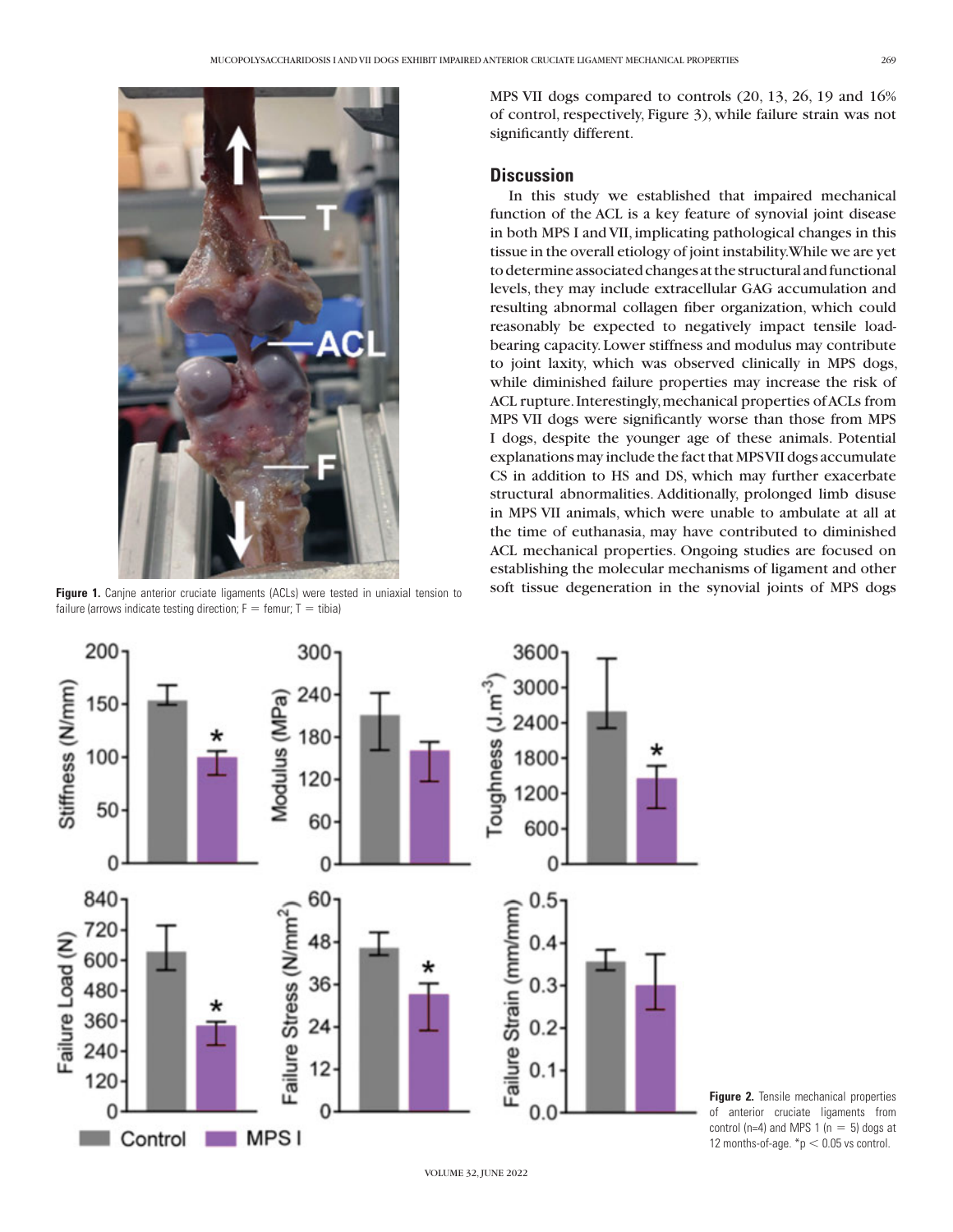MPS VII dogs compared to controls (20, 13, 26, 19 and 16% of control, respectively, Figure 3), while failure strain was not significantly different.

## Discussion

In this study we established that impaired mechanical function of the ACL is a key feature of synovial joint disease in both MPS I and VII, implicating pathological changes in this tissue in the overall etiology of joint instability. While we are yet to determine associated changes at the structural and functional levels, they may include extracellular GAG accumulation and resulting abnormal collagen fiber organization, which could reasonably be expected to negatively impact tensile load-bearing capacity. Lower stiffness and modulus may contribute to joint laxity, which was observed clinically in MPS dogs, while diminished failure properties may increase the risk of ACL rupture. Interestingly, mechanical properties of ACLs from MPS VII dogs were significantly worse than those from MPS I dogs, despite the younger age of these animals. Potential explanations may include the fact that MPS VII dogs accumulate CS in addition to HS and DS, which may further exacerbate structural abnormalities. Additionally, prolonged limb disuse in MPS VII animals, which were unable to ambulate at all at the time of euthanasia, may have contributed to diminished ACL mechanical properties. Ongoing studies are focused on establishing the molecular mechanisms of ligament and other soft tissue degeneration in the synovial joints of MPS dogs

**Figure 1.** Canjne anterior cruciate ligaments (ACLs) were tested in uniaxial tension to failure (arrows indicate testing direction; F = femur; T = tibia)

**Figure 2.** Tensile mechanical properties of anterior cruciate ligaments from control (n=4) and MPS 1 (n = 5) dogs at 12 months-of-age. *$p < 0.05$ vs control.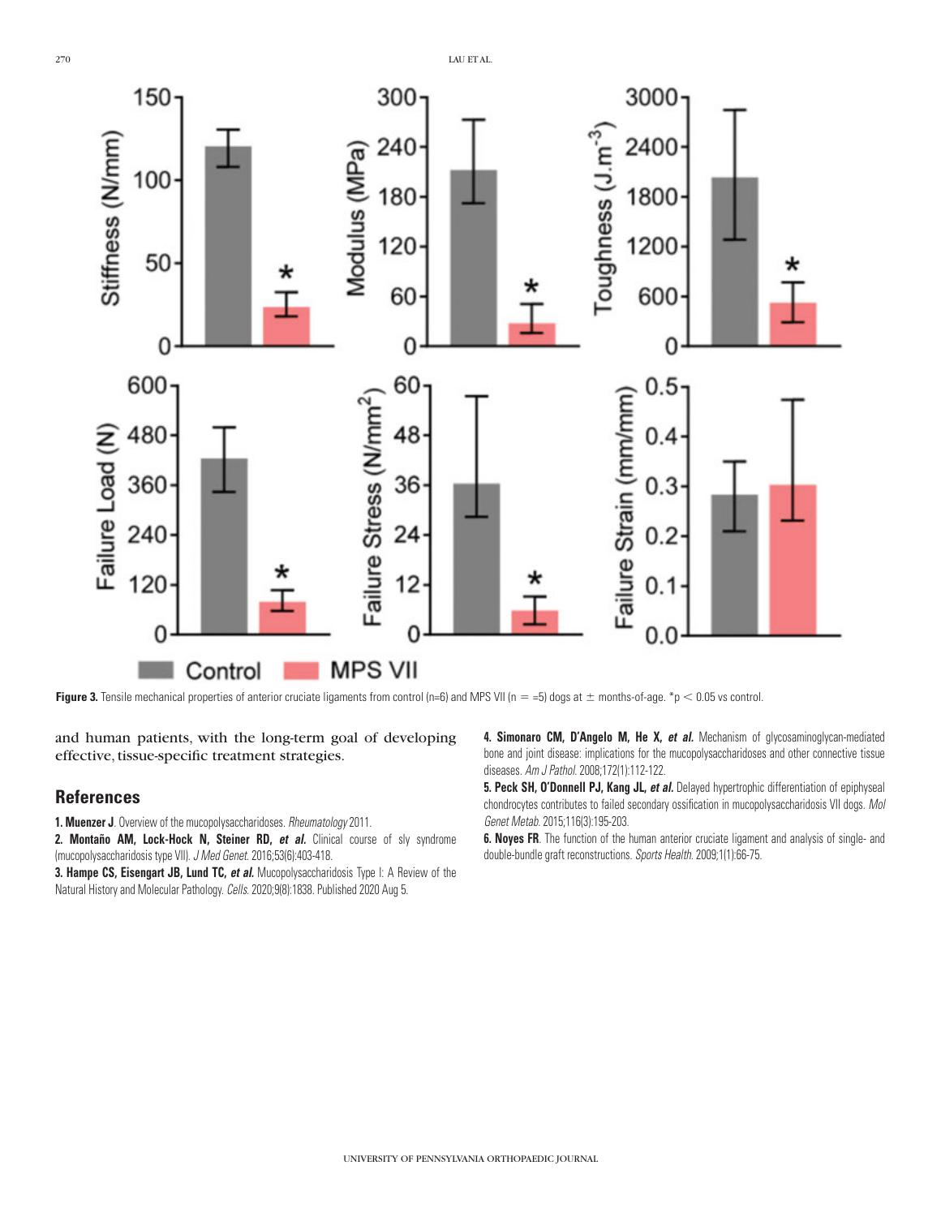Stiffness (N/mm)
150
100
50
0
*

Modulus (MPa)
300
240
180
120
60
0
*

Toughness (J.m$^{-3}$)
3000
2400
1800
1200
600
0
*

Failure Load (N)
600
480
360
240
120
0
*

Failure Stress (N/mm$^2$)
60
48
36
24
12
0
*

Failure Strain (mm/mm)
0.5
0.4
0.3
0.2
0.1
0.0

Control
MPS VII

**Figure 3.** Tensile mechanical properties of anterior cruciate ligaments from control (n=6) and MPS VII (n = =5) dogs at ± months-of-age. *p < 0.05 vs control.

and human patients, with the long-term goal of developing effective, tissue-specific treatment strategies.

## References

**1. Muenzer J**. Overview of the mucopolysaccharidoses. *Rheumatology* 2011.

**2. Montaño AM, Lock-Hock N, Steiner RD, *et al.*** Clinical course of sly syndrome (mucopolysaccharidosis type VII). *J Med Genet.* 2016;53(6):403-418.

**3. Hampe CS, Eisengart JB, Lund TC, *et al.*** Mucopolysaccharidosis Type I: A Review of the Natural History and Molecular Pathology. *Cells.* 2020;9(8):1838. Published 2020 Aug 5.

**4. Simonaro CM, D'Angelo M, He X, *et al.*** Mechanism of glycosaminoglycan-mediated bone and joint disease: implications for the mucopolysaccharidoses and other connective tissue diseases. *Am J Pathol.* 2008;172(1):112-122.

**5. Peck SH, O'Donnell PJ, Kang JL, *et al.*** Delayed hypertrophic differentiation of epiphyseal chondrocytes contributes to failed secondary ossification in mucopolysaccharidosis VII dogs. *Mol Genet Metab.* 2015;116(3):195-203.

**6. Noyes FR**. The function of the human anterior cruciate ligament and analysis of single- and double-bundle graft reconstructions. *Sports Health.* 2009;1(1):66-75.